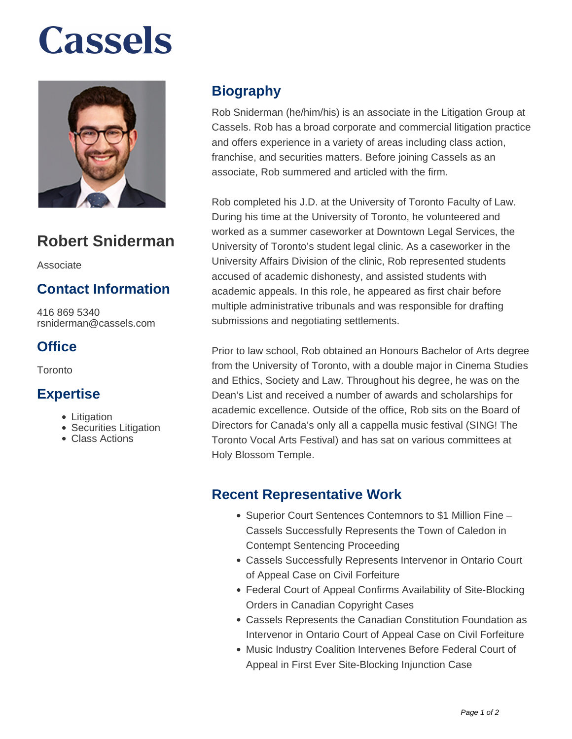# Cassels

## Robert Sniderman

Associate

### Contact Information

416 869 5340
rsniderman@cassels.com

### Office

Toronto

### Expertise

- Litigation
- Securities Litigation
- Class Actions

## Biography

Rob Sniderman (he/him/his) is an associate in the Litigation Group at Cassels. Rob has a broad corporate and commercial litigation practice and offers experience in a variety of areas including class action, franchise, and securities matters. Before joining Cassels as an associate, Rob summered and articled with the firm.

Rob completed his J.D. at the University of Toronto Faculty of Law. During his time at the University of Toronto, he volunteered and worked as a summer caseworker at Downtown Legal Services, the University of Toronto's student legal clinic. As a caseworker in the University Affairs Division of the clinic, Rob represented students accused of academic dishonesty, and assisted students with academic appeals. In this role, he appeared as first chair before multiple administrative tribunals and was responsible for drafting submissions and negotiating settlements.

Prior to law school, Rob obtained an Honours Bachelor of Arts degree from the University of Toronto, with a double major in Cinema Studies and Ethics, Society and Law. Throughout his degree, he was on the Dean's List and received a number of awards and scholarships for academic excellence. Outside of the office, Rob sits on the Board of Directors for Canada's only all a cappella music festival (SING! The Toronto Vocal Arts Festival) and has sat on various committees at Holy Blossom Temple.

## Recent Representative Work

- Superior Court Sentences Contemnors to $1 Million Fine – Cassels Successfully Represents the Town of Caledon in Contempt Sentencing Proceeding
- Cassels Successfully Represents Intervenor in Ontario Court of Appeal Case on Civil Forfeiture
- Federal Court of Appeal Confirms Availability of Site-Blocking Orders in Canadian Copyright Cases
- Cassels Represents the Canadian Constitution Foundation as Intervenor in Ontario Court of Appeal Case on Civil Forfeiture
- Music Industry Coalition Intervenes Before Federal Court of Appeal in First Ever Site-Blocking Injunction Case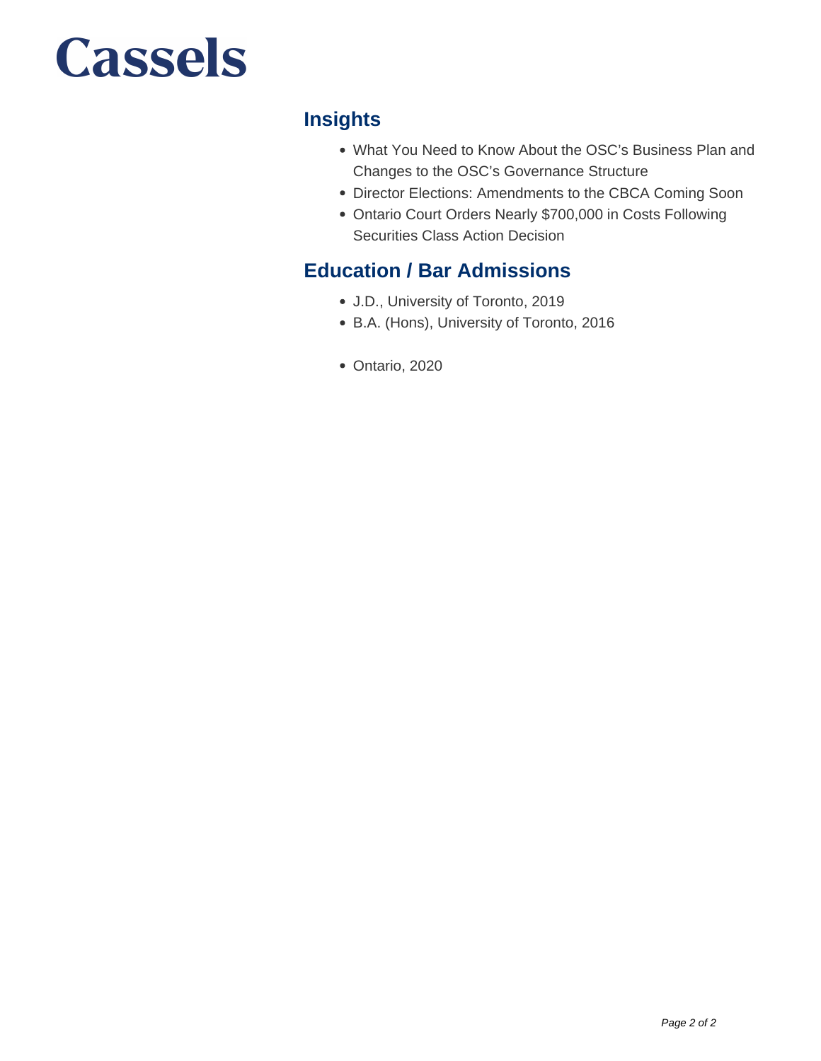## Insights

- What You Need to Know About the OSC's Business Plan and Changes to the OSC's Governance Structure
- Director Elections: Amendments to the CBCA Coming Soon
- Ontario Court Orders Nearly $700,000 in Costs Following Securities Class Action Decision

## Education / Bar Admissions

- J.D., University of Toronto, 2019
- B.A. (Hons), University of Toronto, 2016

- Ontario, 2020